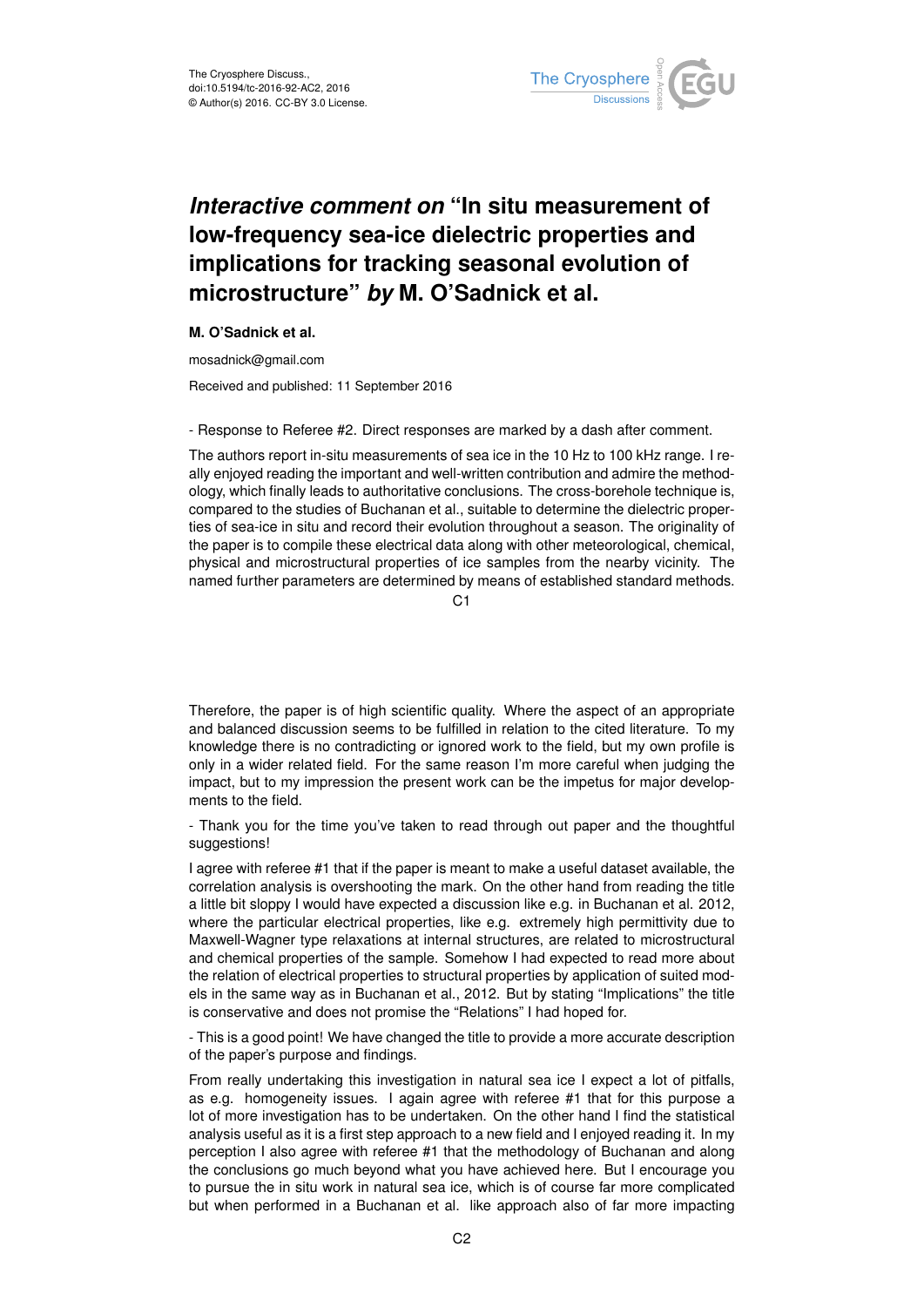# *Interactive comment on* "In situ measurement of low-frequency sea-ice dielectric properties and implications for tracking seasonal evolution of microstructure" *by* M. O'Sadnick et al.

**M. O'Sadnick et al.**

mosadnick@gmail.com

Received and published: 11 September 2016

- Response to Referee #2. Direct responses are marked by a dash after comment.

The authors report in-situ measurements of sea ice in the 10 Hz to 100 kHz range. I really enjoyed reading the important and well-written contribution and admire the methodology, which finally leads to authoritative conclusions. The cross-borehole technique is, compared to the studies of Buchanan et al., suitable to determine the dielectric properties of sea-ice in situ and record their evolution throughout a season. The originality of the paper is to compile these electrical data along with other meteorological, chemical, physical and microstructural properties of ice samples from the nearby vicinity. The named further parameters are determined by means of established standard methods. Therefore, the paper is of high scientific quality. Where the aspect of an appropriate and balanced discussion seems to be fulfilled in relation to the cited literature. To my knowledge there is no contradicting or ignored work to the field, but my own profile is only in a wider related field. For the same reason I'm more careful when judging the impact, but to my impression the present work can be the impetus for major developments to the field.

- Thank you for the time you've taken to read through out paper and the thoughtful suggestions!

I agree with referee #1 that if the paper is meant to make a useful dataset available, the correlation analysis is overshooting the mark. On the other hand from reading the title a little bit sloppy I would have expected a discussion like e.g. in Buchanan et al. 2012, where the particular electrical properties, like e.g. extremely high permittivity due to Maxwell-Wagner type relaxations at internal structures, are related to microstructural and chemical properties of the sample. Somehow I had expected to read more about the relation of electrical properties to structural properties by application of suited models in the same way as in Buchanan et al., 2012. But by stating "Implications" the title is conservative and does not promise the "Relations" I had hoped for.

- This is a good point! We have changed the title to provide a more accurate description of the paper's purpose and findings.

From really undertaking this investigation in natural sea ice I expect a lot of pitfalls, as e.g. homogeneity issues. I again agree with referee #1 that for this purpose a lot of more investigation has to be undertaken. On the other hand I find the statistical analysis useful as it is a first step approach to a new field and I enjoyed reading it. In my perception I also agree with referee #1 that the methodology of Buchanan and along the conclusions go much beyond what you have achieved here. But I encourage you to pursue the in situ work in natural sea ice, which is of course far more complicated but when performed in a Buchanan et al. like approach also of far more impacting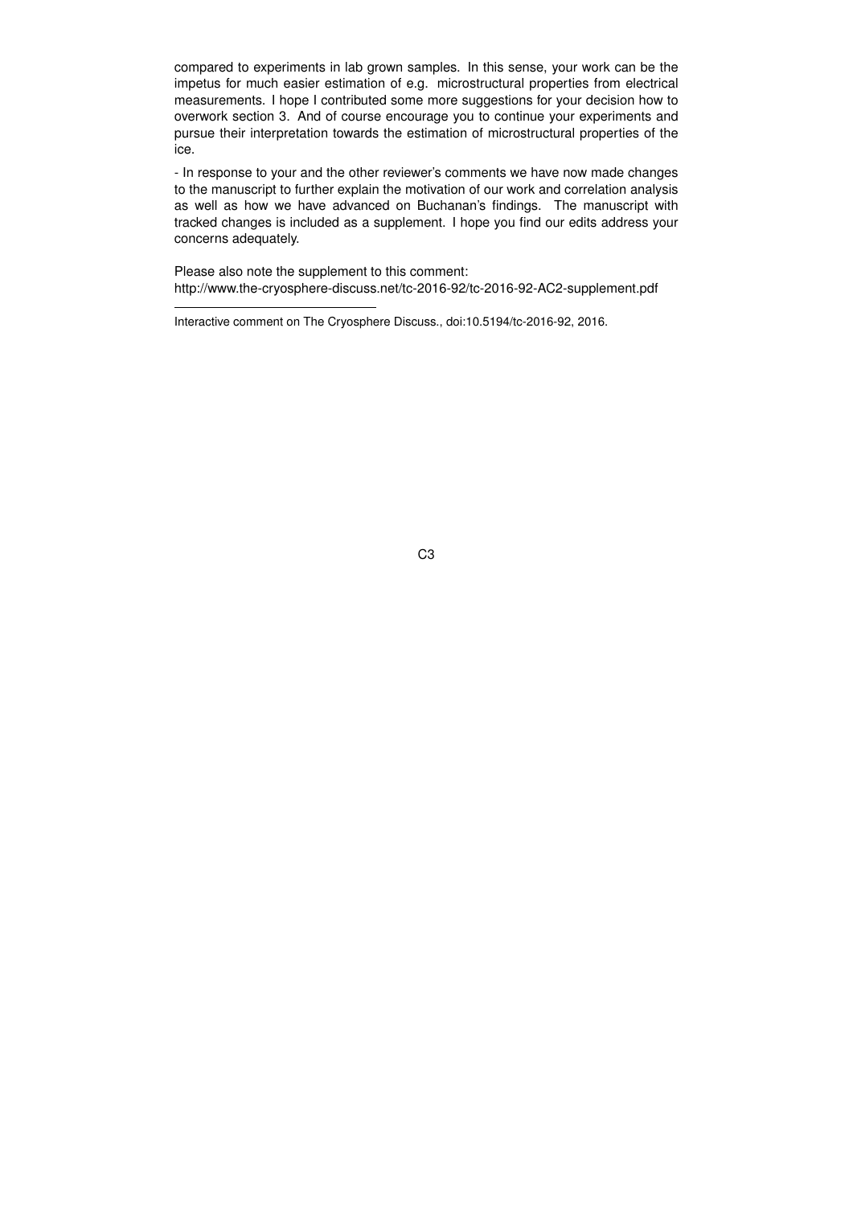compared to experiments in lab grown samples. In this sense, your work can be the impetus for much easier estimation of e.g. microstructural properties from electrical measurements. I hope I contributed some more suggestions for your decision how to overwork section 3. And of course encourage you to continue your experiments and pursue their interpretation towards the estimation of microstructural properties of the ice.

- In response to your and the other reviewer's comments we have now made changes to the manuscript to further explain the motivation of our work and correlation analysis as well as how we have advanced on Buchanan's findings. The manuscript with tracked changes is included as a supplement. I hope you find our edits address your concerns adequately.

Please also note the supplement to this comment:
http://www.the-cryosphere-discuss.net/tc-2016-92/tc-2016-92-AC2-supplement.pdf

---

Interactive comment on The Cryosphere Discuss., doi:10.5194/tc-2016-92, 2016.